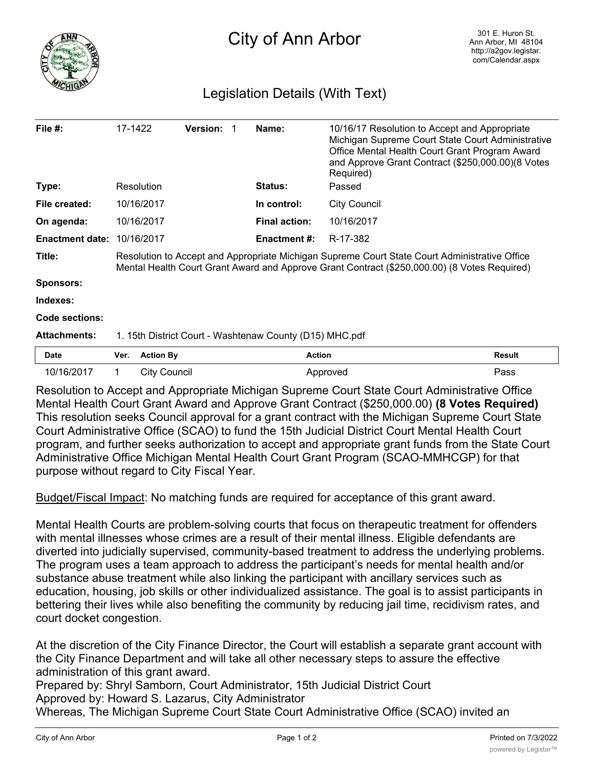# City of Ann Arbor

301 E. Huron St.
Ann Arbor, MI 48104
http://a2gov.legistar.com/Calendar.aspx

## Legislation Details (With Text)

| | | | | | |
|---|---|---|---|---|---|
| **File #:** | 17-1422 | **Version:** 1 | | **Name:** | 10/16/17 Resolution to Accept and Appropriate Michigan Supreme Court State Court Administrative Office Mental Health Court Grant Program Award and Approve Grant Contract ($250,000.00)(8 Votes Required) |
| **Type:** | Resolution | | | **Status:** | Passed |
| **File created:** | 10/16/2017 | | | **In control:** | City Council |
| **On agenda:** | 10/16/2017 | | | **Final action:** | 10/16/2017 |
| **Enactment date:** | 10/16/2017 | | | **Enactment #:** | R-17-382 |

**Title:** Resolution to Accept and Appropriate Michigan Supreme Court State Court Administrative Office Mental Health Court Grant Award and Approve Grant Contract ($250,000.00) (8 Votes Required)

**Sponsors:**

**Indexes:**

**Code sections:**

**Attachments:** 1. 15th District Court - Washtenaw County (D15) MHC.pdf

| Date | Ver. | Action By | Action | Result |
|---|---|---|---|---|
| 10/16/2017 | 1 | City Council | Approved | Pass |

Resolution to Accept and Appropriate Michigan Supreme Court State Court Administrative Office Mental Health Court Grant Award and Approve Grant Contract ($250,000.00) **(8 Votes Required)**
This resolution seeks Council approval for a grant contract with the Michigan Supreme Court State Court Administrative Office (SCAO) to fund the 15th Judicial District Court Mental Health Court program, and further seeks authorization to accept and appropriate grant funds from the State Court Administrative Office Michigan Mental Health Court Grant Program (SCAO-MMHCGP) for that purpose without regard to City Fiscal Year.

Budget/Fiscal Impact: No matching funds are required for acceptance of this grant award.

Mental Health Courts are problem-solving courts that focus on therapeutic treatment for offenders with mental illnesses whose crimes are a result of their mental illness. Eligible defendants are diverted into judicially supervised, community-based treatment to address the underlying problems. The program uses a team approach to address the participant's needs for mental health and/or substance abuse treatment while also linking the participant with ancillary services such as education, housing, job skills or other individualized assistance. The goal is to assist participants in bettering their lives while also benefiting the community by reducing jail time, recidivism rates, and court docket congestion.

At the discretion of the City Finance Director, the Court will establish a separate grant account with the City Finance Department and will take all other necessary steps to assure the effective administration of this grant award.
Prepared by: Shryl Samborn, Court Administrator, 15th Judicial District Court
Approved by: Howard S. Lazarus, City Administrator
Whereas, The Michigan Supreme Court State Court Administrative Office (SCAO) invited an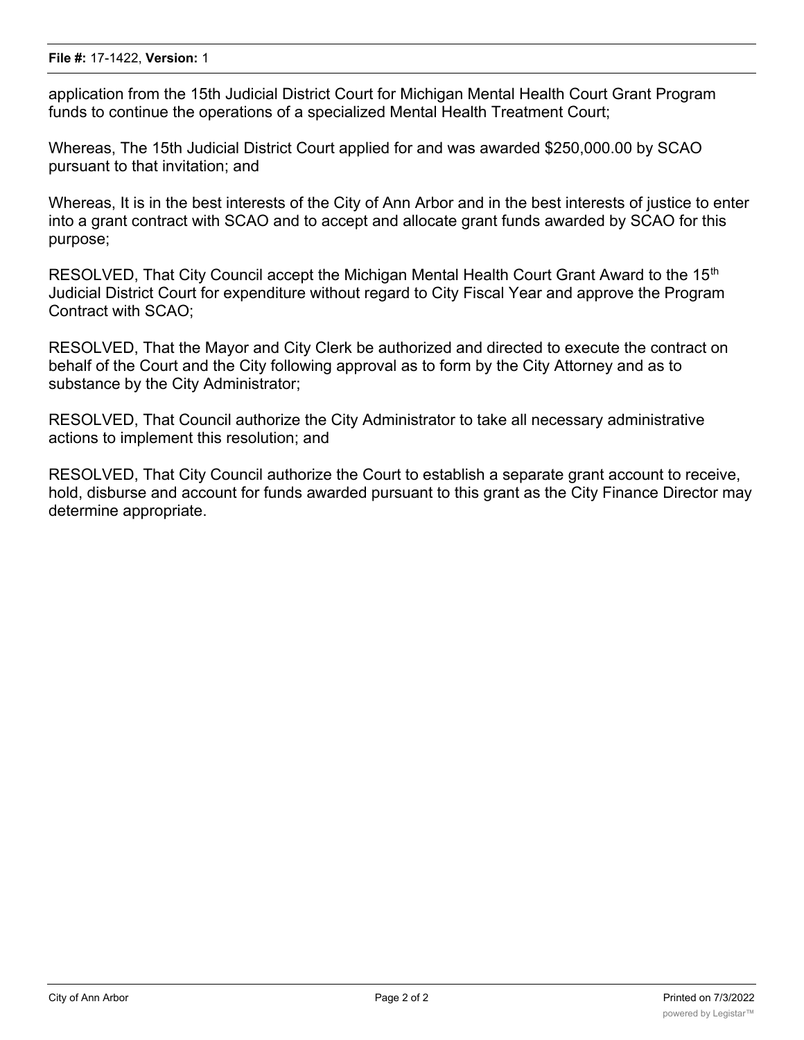application from the 15th Judicial District Court for Michigan Mental Health Court Grant Program funds to continue the operations of a specialized Mental Health Treatment Court;

Whereas, The 15th Judicial District Court applied for and was awarded $250,000.00 by SCAO pursuant to that invitation; and

Whereas, It is in the best interests of the City of Ann Arbor and in the best interests of justice to enter into a grant contract with SCAO and to accept and allocate grant funds awarded by SCAO for this purpose;

RESOLVED, That City Council accept the Michigan Mental Health Court Grant Award to the 15th Judicial District Court for expenditure without regard to City Fiscal Year and approve the Program Contract with SCAO;

RESOLVED, That the Mayor and City Clerk be authorized and directed to execute the contract on behalf of the Court and the City following approval as to form by the City Attorney and as to substance by the City Administrator;

RESOLVED, That Council authorize the City Administrator to take all necessary administrative actions to implement this resolution; and

RESOLVED, That City Council authorize the Court to establish a separate grant account to receive, hold, disburse and account for funds awarded pursuant to this grant as the City Finance Director may determine appropriate.